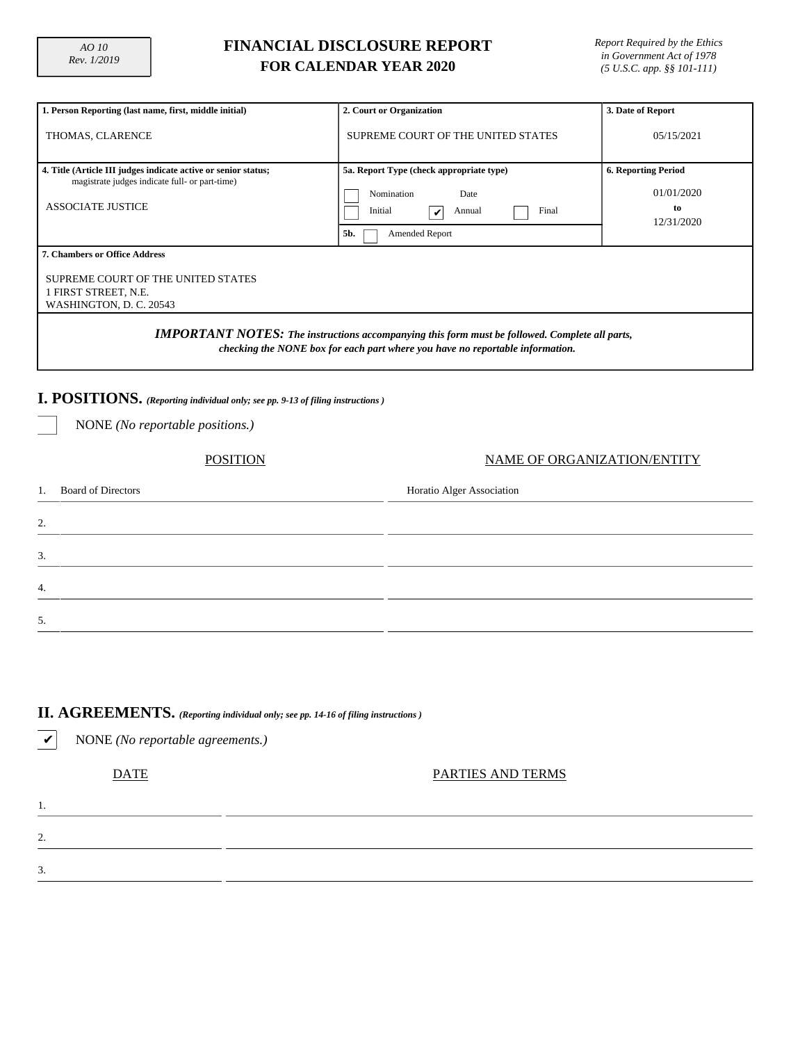AO 10
Rev. 1/2019

# FINANCIAL DISCLOSURE REPORT
## FOR CALENDAR YEAR 2020

*Report Required by the Ethics in Government Act of 1978 (5 U.S.C. app. §§ 101-111)*

| 1. Person Reporting (last name, first, middle initial) | 2. Court or Organization | 3. Date of Report |
|---|---|---|
| THOMAS, CLARENCE | SUPREME COURT OF THE UNITED STATES | 05/15/2021 |

| 4. Title (Article III judges indicate active or senior status; magistrate judges indicate full- or part-time) | 5a. Report Type (check appropriate type) | 6. Reporting Period |
|---|---|---|
| ASSOCIATE JUSTICE | ☐ Nomination Date<br>☐ Initial ☑ Annual ☐ Final<br>5b. ☐ Amended Report | 01/01/2020 to 12/31/2020 |

**7. Chambers or Office Address**

SUPREME COURT OF THE UNITED STATES
1 FIRST STREET, N.E.
WASHINGTON, D. C. 20543

***IMPORTANT NOTES:*** ***The instructions accompanying this form must be followed. Complete all parts, checking the NONE box for each part where you have no reportable information.***

## I. POSITIONS. *(Reporting individual only; see pp. 9-13 of filing instructions )*

☐ NONE *(No reportable positions.)*

| | POSITION | NAME OF ORGANIZATION/ENTITY |
|---|---|---|
| 1. | Board of Directors | Horatio Alger Association |
| 2. | | |
| 3. | | |
| 4. | | |
| 5. | | |

## II. AGREEMENTS. *(Reporting individual only; see pp. 14-16 of filing instructions )*

☑ NONE *(No reportable agreements.)*

| | DATE | PARTIES AND TERMS |
|---|---|---|
| 1. | | |
| 2. | | |
| 3. | | |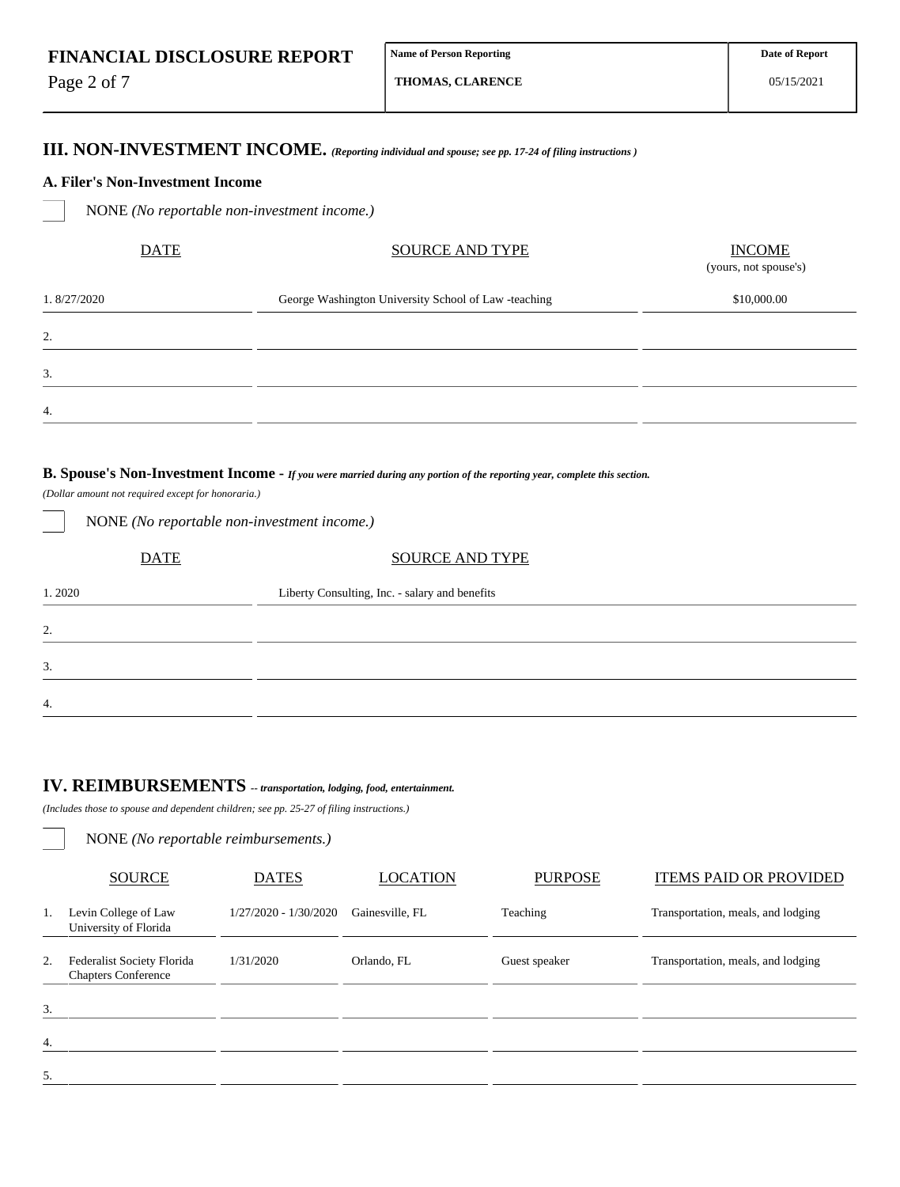| FINANCIAL DISCLOSURE REPORT | Name of Person Reporting | Date of Report |
|---|---|---|
| | THOMAS, CLARENCE | 05/15/2021 |

## III. NON-INVESTMENT INCOME. *(Reporting individual and spouse; see pp. 17-24 of filing instructions )*

### A. Filer's Non-Investment Income

☐ NONE *(No reportable non-investment income.)*

| | DATE | SOURCE AND TYPE | INCOME (yours, not spouse's) |
|---|---|---|---|
| 1. | 8/27/2020 | George Washington University School of Law -teaching | $10,000.00 |
| 2. | | | |
| 3. | | | |
| 4. | | | |

### B. Spouse's Non-Investment Income - *If you were married during any portion of the reporting year, complete this section.*

*(Dollar amount not required except for honoraria.)*

☐ NONE *(No reportable non-investment income.)*

| | DATE | SOURCE AND TYPE |
|---|---|---|
| 1. | 2020 | Liberty Consulting, Inc. - salary and benefits |
| 2. | | |
| 3. | | |
| 4. | | |

## IV. REIMBURSEMENTS -- *transportation, lodging, food, entertainment.*

*(Includes those to spouse and dependent children; see pp. 25-27 of filing instructions.)*

☐ NONE *(No reportable reimbursements.)*

| | SOURCE | DATES | LOCATION | PURPOSE | ITEMS PAID OR PROVIDED |
|---|---|---|---|---|---|
| 1. | Levin College of Law University of Florida | 1/27/2020 - 1/30/2020 | Gainesville, FL | Teaching | Transportation, meals, and lodging |
| 2. | Federalist Society Florida Chapters Conference | 1/31/2020 | Orlando, FL | Guest speaker | Transportation, meals, and lodging |
| 3. | | | | | |
| 4. | | | | | |
| 5. | | | | | |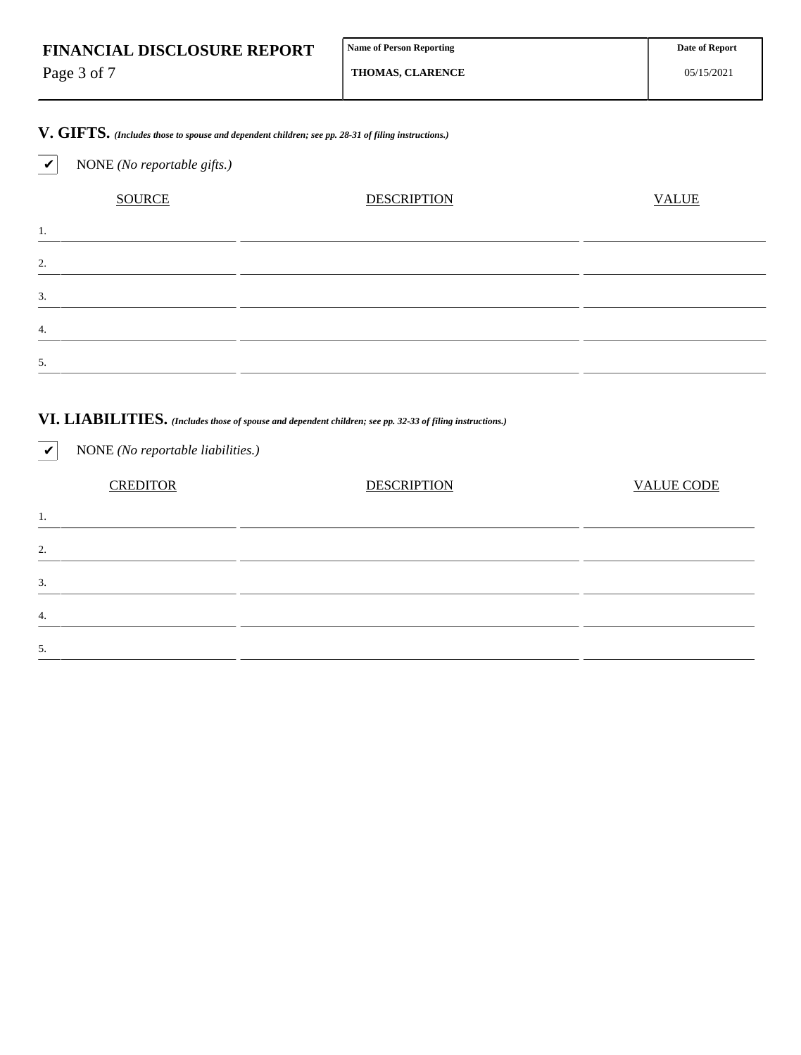## V. GIFTS. *(Includes those to spouse and dependent children; see pp. 28-31 of filing instructions.)*

✔ NONE *(No reportable gifts.)*

| | SOURCE | DESCRIPTION | VALUE |
|---|---|---|---|
| 1. | | | |
| 2. | | | |
| 3. | | | |
| 4. | | | |
| 5. | | | |

## VI. LIABILITIES. *(Includes those of spouse and dependent children; see pp. 32-33 of filing instructions.)*

✔ NONE *(No reportable liabilities.)*

| | CREDITOR | DESCRIPTION | VALUE CODE |
|---|---|---|---|
| 1. | | | |
| 2. | | | |
| 3. | | | |
| 4. | | | |
| 5. | | | |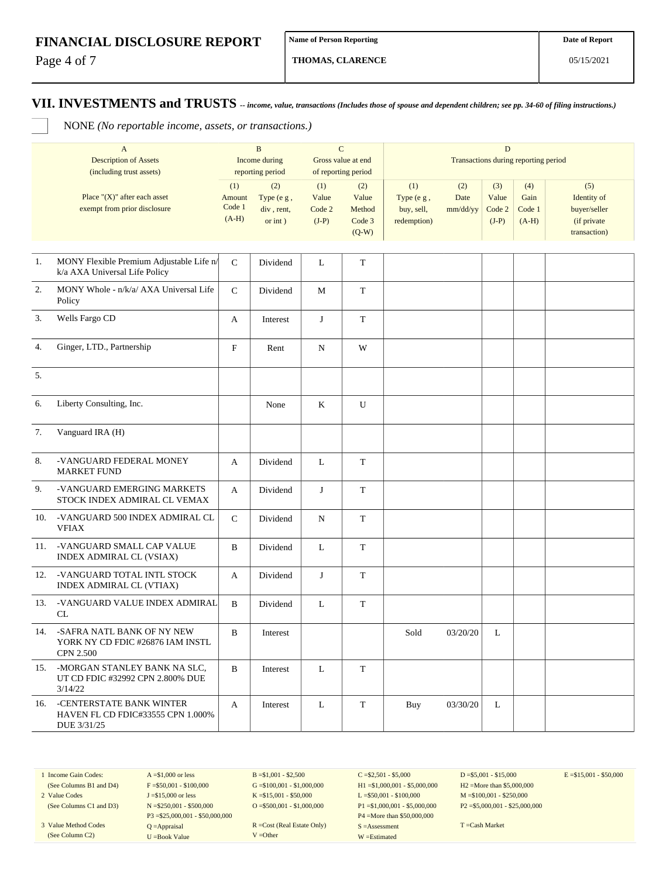**FINANCIAL DISCLOSURE REPORT**

| Name of Person Reporting | Date of Report |
|---|---|
| THOMAS, CLARENCE | 05/15/2021 |

## VII. INVESTMENTS and TRUSTS *-- income, value, transactions (Includes those of spouse and dependent children; see pp. 34-60 of filing instructions.)*

☐ NONE *(No reportable income, assets, or transactions.)*

| | A | B | | C | | D | | | | |
|---|---|---|---|---|---|---|---|---|---|---|
| | Description of Assets (including trust assets) | Income during reporting period | | Gross value at end of reporting period | | Transactions during reporting period | | | | |
| | Place "(X)" after each asset exempt from prior disclosure | (1) Amount Code 1 (A-H) | (2) Type (e g , div , rent, or int ) | (1) Value Code 2 (J-P) | (2) Value Method Code 3 (Q-W) | (1) Type (e g , buy, sell, redemption) | (2) Date mm/dd/yy | (3) Value Code 2 (J-P) | (4) Gain Code 1 (A-H) | (5) Identity of buyer/seller (if private transaction) |
| 1. | MONY Flexible Premium Adjustable Life n/ k/a AXA Universal Life Policy | C | Dividend | L | T | | | | | |
| 2. | MONY Whole - n/k/a/ AXA Universal Life Policy | C | Dividend | M | T | | | | | |
| 3. | Wells Fargo CD | A | Interest | J | T | | | | | |
| 4. | Ginger, LTD., Partnership | F | Rent | N | W | | | | | |
| 5. | | | | | | | | | | |
| 6. | Liberty Consulting, Inc. | | None | K | U | | | | | |
| 7. | Vanguard IRA (H) | | | | | | | | | |
| 8. | -VANGUARD FEDERAL MONEY MARKET FUND | A | Dividend | L | T | | | | | |
| 9. | -VANGUARD EMERGING MARKETS STOCK INDEX ADMIRAL CL VEMAX | A | Dividend | J | T | | | | | |
| 10. | -VANGUARD 500 INDEX ADMIRAL CL VFIAX | C | Dividend | N | T | | | | | |
| 11. | -VANGUARD SMALL CAP VALUE INDEX ADMIRAL CL (VSIAX) | B | Dividend | L | T | | | | | |
| 12. | -VANGUARD TOTAL INTL STOCK INDEX ADMIRAL CL (VTIAX) | A | Dividend | J | T | | | | | |
| 13. | -VANGUARD VALUE INDEX ADMIRAL CL | B | Dividend | L | T | | | | | |
| 14. | -SAFRA NATL BANK OF NY NEW YORK NY CD FDIC #26876 IAM INSTL CPN 2.500 | B | Interest | | | Sold | 03/20/20 | L | | |
| 15. | -MORGAN STANLEY BANK NA SLC, UT CD FDIC #32992 CPN 2.800% DUE 3/14/22 | B | Interest | L | T | | | | | |
| 16. | -CENTERSTATE BANK WINTER HAVEN FL CD FDIC#33555 CPN 1.000% DUE 3/31/25 | A | Interest | L | T | Buy | 03/30/20 | L | | |

| | | | | | |
|---|---|---|---|---|---|
| 1 Income Gain Codes: (See Columns B1 and D4) | A =$1,000 or less | B =$1,001 - $2,500 | C =$2,501 - $5,000 | D =$5,001 - $15,000 | E =$15,001 - $50,000 |
| | F =$50,001 - $100,000 | G =$100,001 - $1,000,000 | H1 =$1,000,001 - $5,000,000 | H2 =More than $5,000,000 | |
| 2 Value Codes (See Columns C1 and D3) | J =$15,000 or less | K =$15,001 - $50,000 | L =$50,001 - $100,000 | M =$100,001 - $250,000 | |
| | N =$250,001 - $500,000 | O =$500,001 - $1,000,000 | P1 =$1,000,001 - $5,000,000 | P2 =$5,000,001 - $25,000,000 | |
| | P3 =$25,000,001 - $50,000,000 | | P4 =More than $50,000,000 | | |
| 3 Value Method Codes (See Column C2) | Q =Appraisal | R =Cost (Real Estate Only) | S =Assessment | T =Cash Market | |
| | U =Book Value | V =Other | W =Estimated | | |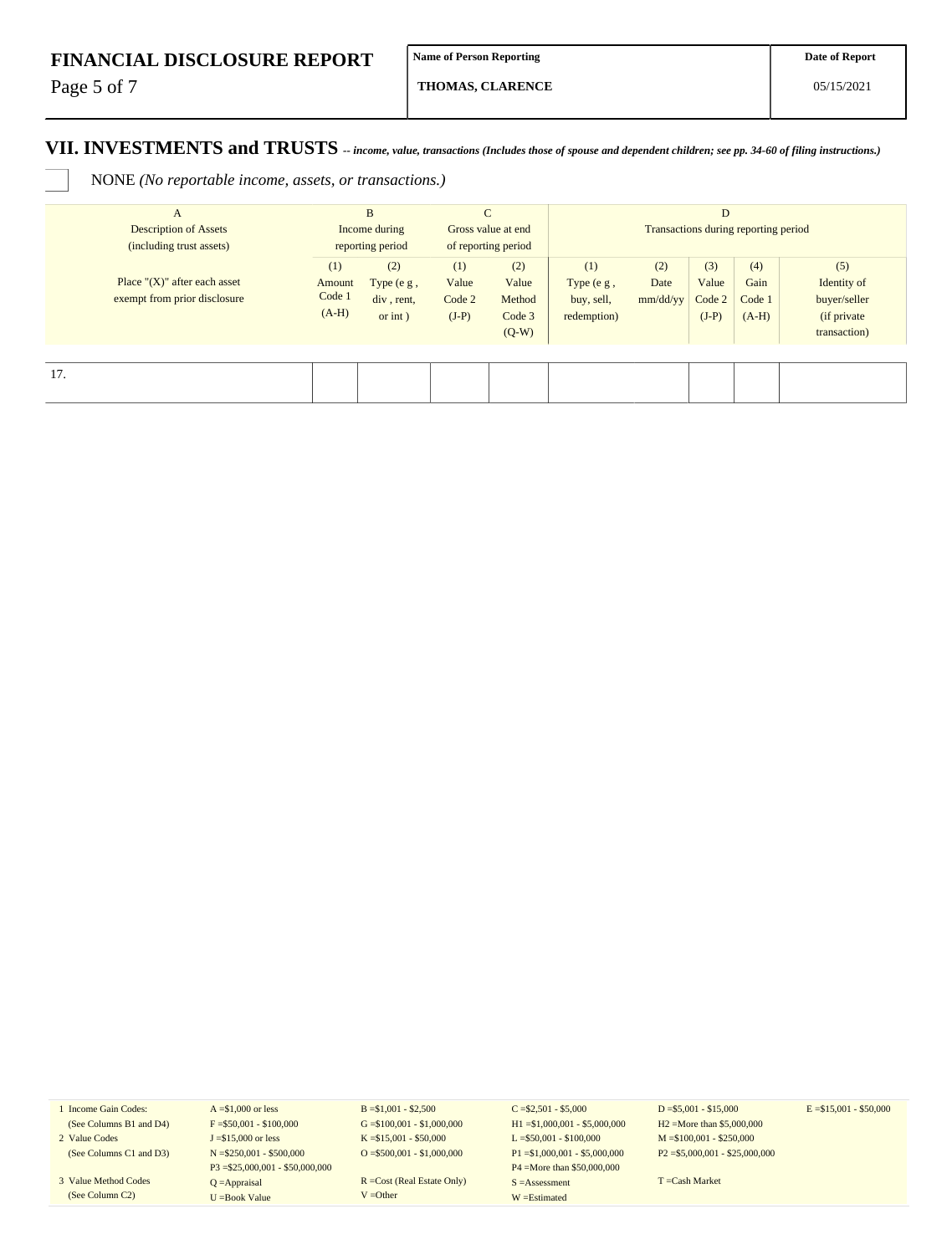**FINANCIAL DISCLOSURE REPORT**

| Name of Person Reporting | Date of Report |
|---|---|
| **THOMAS, CLARENCE** | 05/15/2021 |

## VII. INVESTMENTS and TRUSTS *-- income, value, transactions (Includes those of spouse and dependent children; see pp. 34-60 of filing instructions.)*

☐ NONE *(No reportable income, assets, or transactions.)*

| A<br>Description of Assets<br>(including trust assets) | B<br>Income during<br>reporting period | | C<br>Gross value at end<br>of reporting period | | D<br>Transactions during reporting period | | | | |
|---|---|---|---|---|---|---|---|---|---|
| Place "(X)" after each asset exempt from prior disclosure | (1)<br>Amount<br>Code 1<br>(A-H) | (2)<br>Type (e g ,<br>div , rent,<br>or int ) | (1)<br>Value<br>Code 2<br>(J-P) | (2)<br>Value<br>Method<br>Code 3<br>(Q-W) | (1)<br>Type (e g ,<br>buy, sell,<br>redemption) | (2)<br>Date<br>mm/dd/yy | (3)<br>Value<br>Code 2<br>(J-P) | (4)<br>Gain<br>Code 1<br>(A-H) | (5)<br>Identity of<br>buyer/seller<br>(if private<br>transaction) |
| 17. | | | | | | | | | |

| | | | | | |
|---|---|---|---|---|---|
| 1 Income Gain Codes:<br>(See Columns B1 and D4) | A =$1,000 or less<br>F =$50,001 - $100,000 | B =$1,001 - $2,500<br>G =$100,001 - $1,000,000 | C =$2,501 - $5,000<br>H1 =$1,000,001 - $5,000,000 | D =$5,001 - $15,000<br>H2 =More than $5,000,000 | E =$15,001 - $50,000 |
| 2 Value Codes<br>(See Columns C1 and D3) | J =$15,000 or less<br>N =$250,001 - $500,000<br>P3 =$25,000,001 - $50,000,000 | K =$15,001 - $50,000<br>O =$500,001 - $1,000,000 | L =$50,001 - $100,000<br>P1 =$1,000,001 - $5,000,000<br>P4 =More than $50,000,000 | M =$100,001 - $250,000<br>P2 =$5,000,001 - $25,000,000 | |
| 3 Value Method Codes<br>(See Column C2) | Q =Appraisal<br>U =Book Value | R =Cost (Real Estate Only)<br>V =Other | S =Assessment<br>W =Estimated | T =Cash Market | |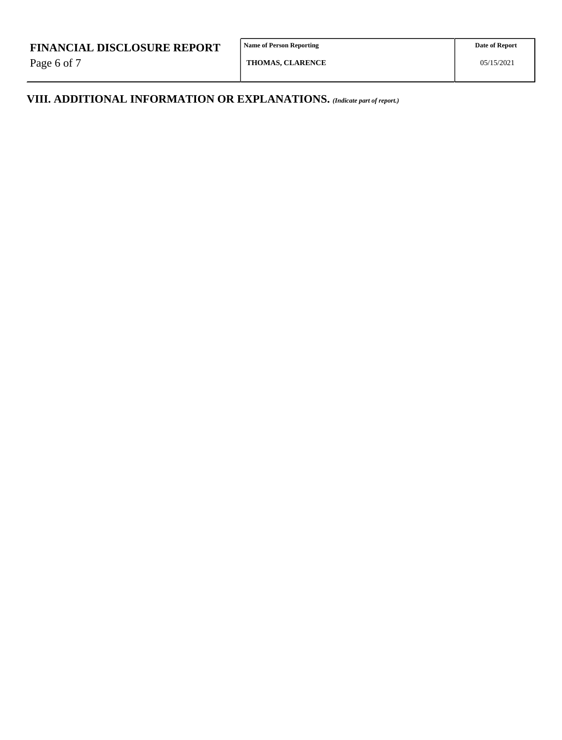## VIII. ADDITIONAL INFORMATION OR EXPLANATIONS. *(Indicate part of report.)*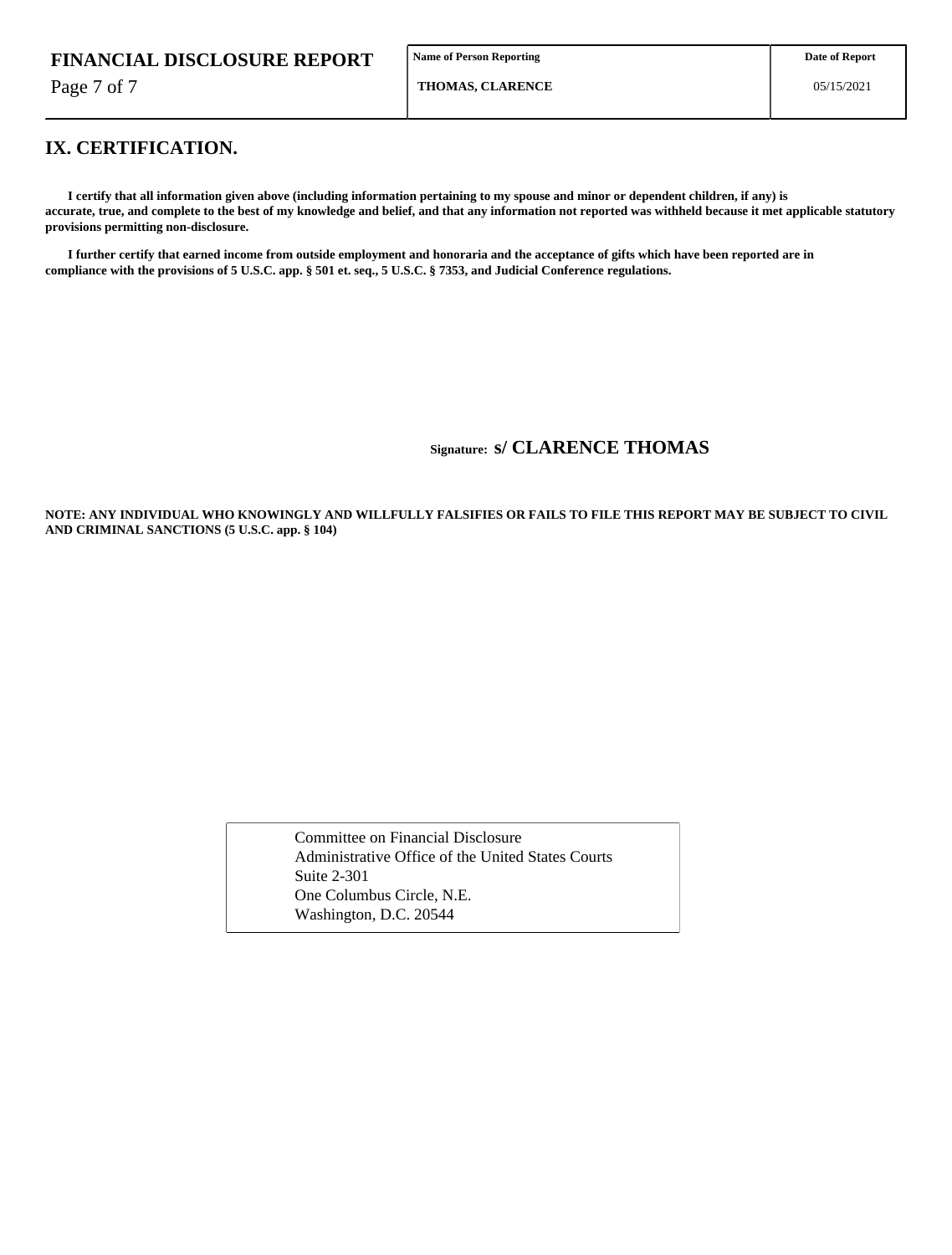## IX. CERTIFICATION.

**I certify that all information given above (including information pertaining to my spouse and minor or dependent children, if any) is accurate, true, and complete to the best of my knowledge and belief, and that any information not reported was withheld because it met applicable statutory provisions permitting non-disclosure.**

**I further certify that earned income from outside employment and honoraria and the acceptance of gifts which have been reported are in compliance with the provisions of 5 U.S.C. app. § 501 et. seq., 5 U.S.C. § 7353, and Judicial Conference regulations.**

**Signature: S/ CLARENCE THOMAS**

**NOTE: ANY INDIVIDUAL WHO KNOWINGLY AND WILLFULLY FALSIFIES OR FAILS TO FILE THIS REPORT MAY BE SUBJECT TO CIVIL AND CRIMINAL SANCTIONS (5 U.S.C. app. § 104)**

Committee on Financial Disclosure
Administrative Office of the United States Courts
Suite 2-301
One Columbus Circle, N.E.
Washington, D.C. 20544